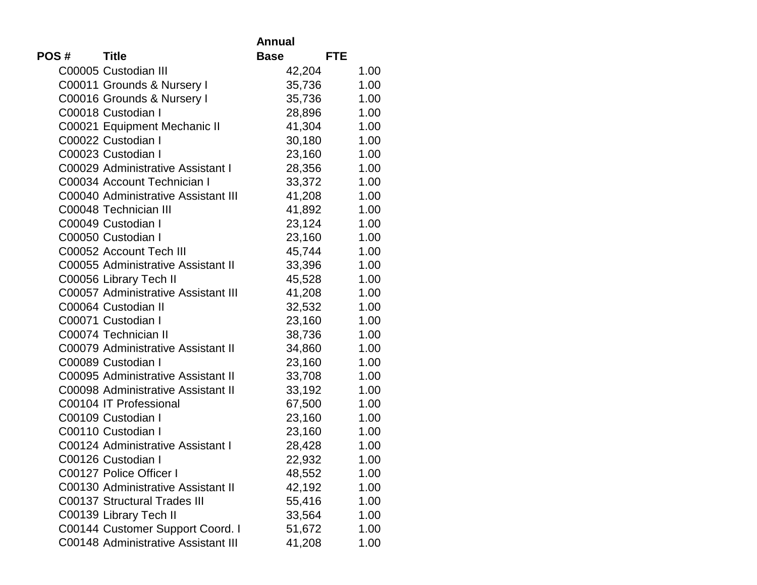| POS # | Title | Annual Base | FTE |
|---|---|---|---|
| C00005 | Custodian III | 42,204 | 1.00 |
| C00011 | Grounds & Nursery I | 35,736 | 1.00 |
| C00016 | Grounds & Nursery I | 35,736 | 1.00 |
| C00018 | Custodian I | 28,896 | 1.00 |
| C00021 | Equipment Mechanic II | 41,304 | 1.00 |
| C00022 | Custodian I | 30,180 | 1.00 |
| C00023 | Custodian I | 23,160 | 1.00 |
| C00029 | Administrative Assistant I | 28,356 | 1.00 |
| C00034 | Account Technician I | 33,372 | 1.00 |
| C00040 | Administrative Assistant III | 41,208 | 1.00 |
| C00048 | Technician III | 41,892 | 1.00 |
| C00049 | Custodian I | 23,124 | 1.00 |
| C00050 | Custodian I | 23,160 | 1.00 |
| C00052 | Account Tech III | 45,744 | 1.00 |
| C00055 | Administrative Assistant II | 33,396 | 1.00 |
| C00056 | Library Tech II | 45,528 | 1.00 |
| C00057 | Administrative Assistant III | 41,208 | 1.00 |
| C00064 | Custodian II | 32,532 | 1.00 |
| C00071 | Custodian I | 23,160 | 1.00 |
| C00074 | Technician II | 38,736 | 1.00 |
| C00079 | Administrative Assistant II | 34,860 | 1.00 |
| C00089 | Custodian I | 23,160 | 1.00 |
| C00095 | Administrative Assistant II | 33,708 | 1.00 |
| C00098 | Administrative Assistant II | 33,192 | 1.00 |
| C00104 | IT Professional | 67,500 | 1.00 |
| C00109 | Custodian I | 23,160 | 1.00 |
| C00110 | Custodian I | 23,160 | 1.00 |
| C00124 | Administrative Assistant I | 28,428 | 1.00 |
| C00126 | Custodian I | 22,932 | 1.00 |
| C00127 | Police Officer I | 48,552 | 1.00 |
| C00130 | Administrative Assistant II | 42,192 | 1.00 |
| C00137 | Structural Trades III | 55,416 | 1.00 |
| C00139 | Library Tech II | 33,564 | 1.00 |
| C00144 | Customer Support Coord. I | 51,672 | 1.00 |
| C00148 | Administrative Assistant III | 41,208 | 1.00 |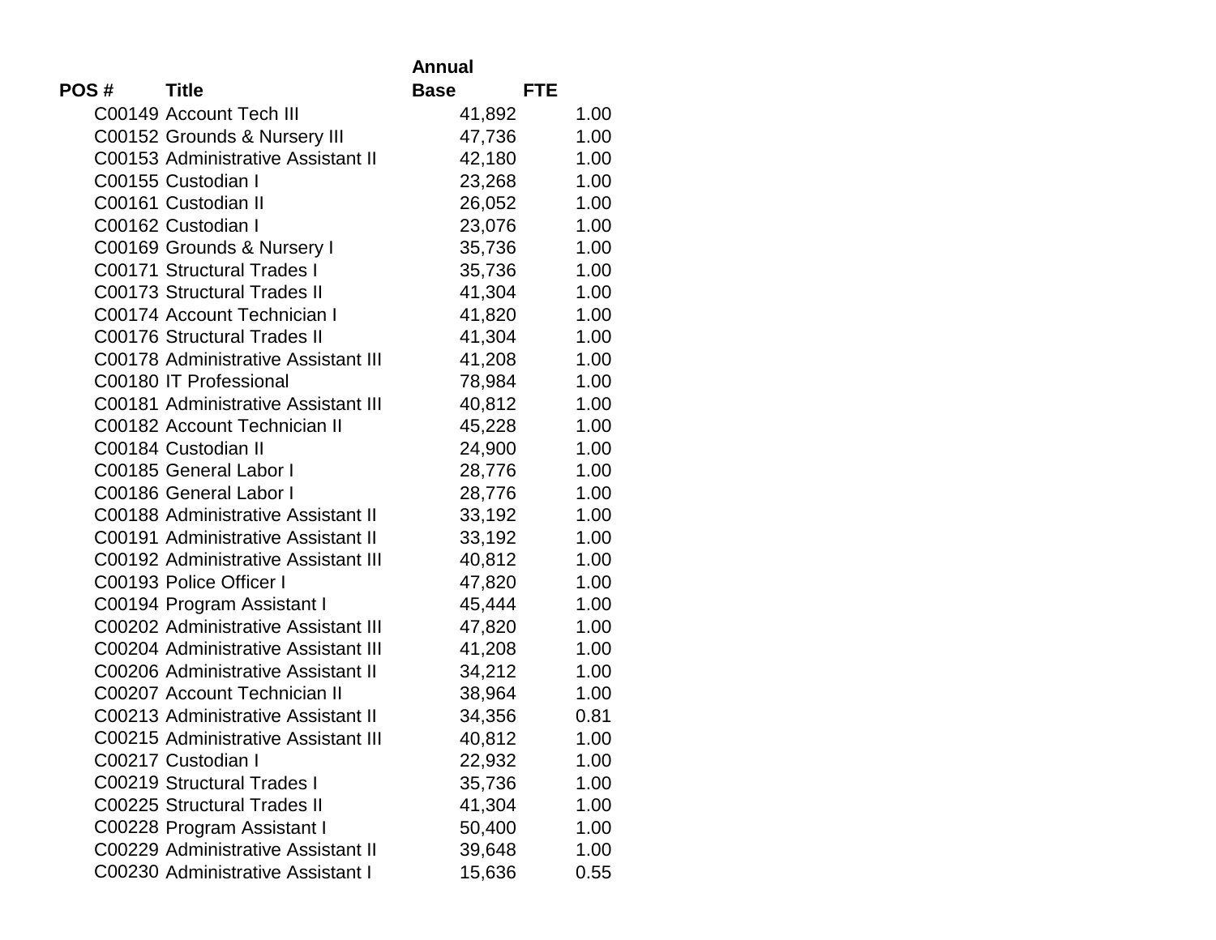| POS # | Title | Annual Base | FTE |
|---|---|---|---|
| C00149 | Account Tech III | 41,892 | 1.00 |
| C00152 | Grounds & Nursery III | 47,736 | 1.00 |
| C00153 | Administrative Assistant II | 42,180 | 1.00 |
| C00155 | Custodian I | 23,268 | 1.00 |
| C00161 | Custodian II | 26,052 | 1.00 |
| C00162 | Custodian I | 23,076 | 1.00 |
| C00169 | Grounds & Nursery I | 35,736 | 1.00 |
| C00171 | Structural Trades I | 35,736 | 1.00 |
| C00173 | Structural Trades II | 41,304 | 1.00 |
| C00174 | Account Technician I | 41,820 | 1.00 |
| C00176 | Structural Trades II | 41,304 | 1.00 |
| C00178 | Administrative Assistant III | 41,208 | 1.00 |
| C00180 | IT Professional | 78,984 | 1.00 |
| C00181 | Administrative Assistant III | 40,812 | 1.00 |
| C00182 | Account Technician II | 45,228 | 1.00 |
| C00184 | Custodian II | 24,900 | 1.00 |
| C00185 | General Labor I | 28,776 | 1.00 |
| C00186 | General Labor I | 28,776 | 1.00 |
| C00188 | Administrative Assistant II | 33,192 | 1.00 |
| C00191 | Administrative Assistant II | 33,192 | 1.00 |
| C00192 | Administrative Assistant III | 40,812 | 1.00 |
| C00193 | Police Officer I | 47,820 | 1.00 |
| C00194 | Program Assistant I | 45,444 | 1.00 |
| C00202 | Administrative Assistant III | 47,820 | 1.00 |
| C00204 | Administrative Assistant III | 41,208 | 1.00 |
| C00206 | Administrative Assistant II | 34,212 | 1.00 |
| C00207 | Account Technician II | 38,964 | 1.00 |
| C00213 | Administrative Assistant II | 34,356 | 0.81 |
| C00215 | Administrative Assistant III | 40,812 | 1.00 |
| C00217 | Custodian I | 22,932 | 1.00 |
| C00219 | Structural Trades I | 35,736 | 1.00 |
| C00225 | Structural Trades II | 41,304 | 1.00 |
| C00228 | Program Assistant I | 50,400 | 1.00 |
| C00229 | Administrative Assistant II | 39,648 | 1.00 |
| C00230 | Administrative Assistant I | 15,636 | 0.55 |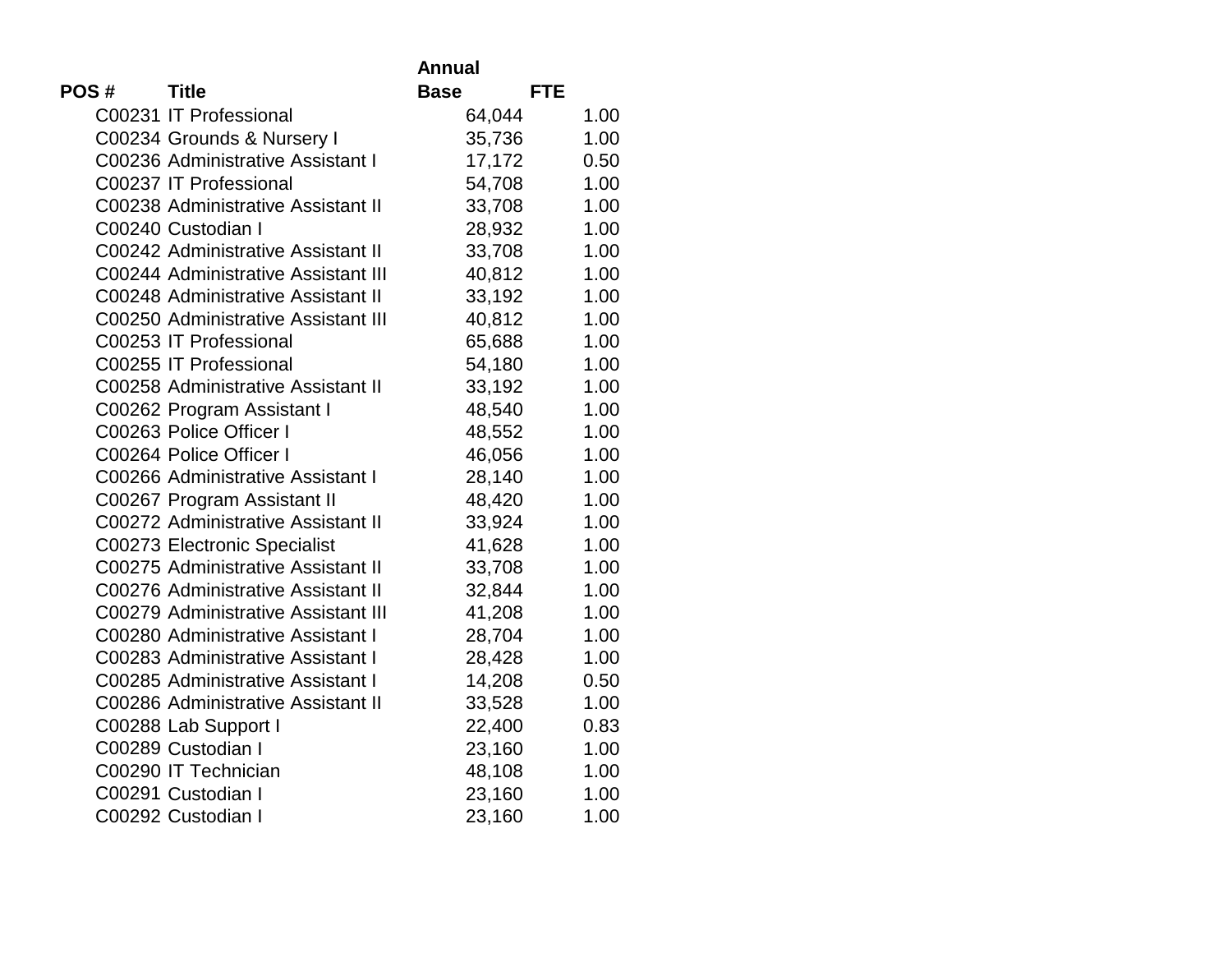| POS # | Title | Annual Base | FTE |
|---|---|---|---|
| C00231 | IT Professional | 64,044 | 1.00 |
| C00234 | Grounds & Nursery I | 35,736 | 1.00 |
| C00236 | Administrative Assistant I | 17,172 | 0.50 |
| C00237 | IT Professional | 54,708 | 1.00 |
| C00238 | Administrative Assistant II | 33,708 | 1.00 |
| C00240 | Custodian I | 28,932 | 1.00 |
| C00242 | Administrative Assistant II | 33,708 | 1.00 |
| C00244 | Administrative Assistant III | 40,812 | 1.00 |
| C00248 | Administrative Assistant II | 33,192 | 1.00 |
| C00250 | Administrative Assistant III | 40,812 | 1.00 |
| C00253 | IT Professional | 65,688 | 1.00 |
| C00255 | IT Professional | 54,180 | 1.00 |
| C00258 | Administrative Assistant II | 33,192 | 1.00 |
| C00262 | Program Assistant I | 48,540 | 1.00 |
| C00263 | Police Officer I | 48,552 | 1.00 |
| C00264 | Police Officer I | 46,056 | 1.00 |
| C00266 | Administrative Assistant I | 28,140 | 1.00 |
| C00267 | Program Assistant II | 48,420 | 1.00 |
| C00272 | Administrative Assistant II | 33,924 | 1.00 |
| C00273 | Electronic Specialist | 41,628 | 1.00 |
| C00275 | Administrative Assistant II | 33,708 | 1.00 |
| C00276 | Administrative Assistant II | 32,844 | 1.00 |
| C00279 | Administrative Assistant III | 41,208 | 1.00 |
| C00280 | Administrative Assistant I | 28,704 | 1.00 |
| C00283 | Administrative Assistant I | 28,428 | 1.00 |
| C00285 | Administrative Assistant I | 14,208 | 0.50 |
| C00286 | Administrative Assistant II | 33,528 | 1.00 |
| C00288 | Lab Support I | 22,400 | 0.83 |
| C00289 | Custodian I | 23,160 | 1.00 |
| C00290 | IT Technician | 48,108 | 1.00 |
| C00291 | Custodian I | 23,160 | 1.00 |
| C00292 | Custodian I | 23,160 | 1.00 |